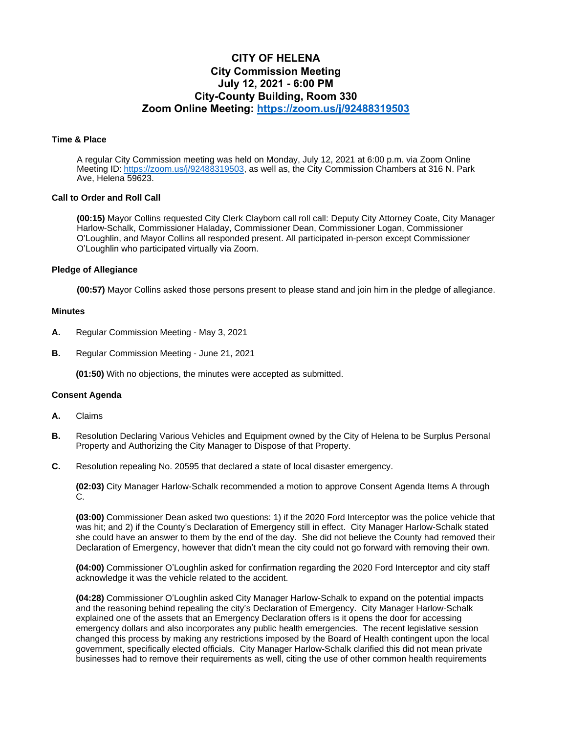# CITY OF HELENA
## City Commission Meeting
## July 12, 2021 - 6:00 PM
## City-County Building, Room 330
## Zoom Online Meeting: [https://zoom.us/j/92488319503](https://zoom.us/j/92488319503)

**Time & Place**

A regular City Commission meeting was held on Monday, July 12, 2021 at 6:00 p.m. via Zoom Online Meeting ID: [https://zoom.us/j/92488319503](https://zoom.us/j/92488319503), as well as, the City Commission Chambers at 316 N. Park Ave, Helena 59623.

**Call to Order and Roll Call**

**(00:15)** Mayor Collins requested City Clerk Clayborn call roll call: Deputy City Attorney Coate, City Manager Harlow-Schalk, Commissioner Haladay, Commissioner Dean, Commissioner Logan, Commissioner O'Loughlin, and Mayor Collins all responded present. All participated in-person except Commissioner O'Loughlin who participated virtually via Zoom.

**Pledge of Allegiance**

**(00:57)** Mayor Collins asked those persons present to please stand and join him in the pledge of allegiance.

**Minutes**

**A.** Regular Commission Meeting - May 3, 2021

**B.** Regular Commission Meeting - June 21, 2021

**(01:50)** With no objections, the minutes were accepted as submitted.

**Consent Agenda**

**A.** Claims

**B.** Resolution Declaring Various Vehicles and Equipment owned by the City of Helena to be Surplus Personal Property and Authorizing the City Manager to Dispose of that Property.

**C.** Resolution repealing No. 20595 that declared a state of local disaster emergency.

**(02:03)** City Manager Harlow-Schalk recommended a motion to approve Consent Agenda Items A through C.

**(03:00)** Commissioner Dean asked two questions: 1) if the 2020 Ford Interceptor was the police vehicle that was hit; and 2) if the County's Declaration of Emergency still in effect. City Manager Harlow-Schalk stated she could have an answer to them by the end of the day. She did not believe the County had removed their Declaration of Emergency, however that didn't mean the city could not go forward with removing their own.

**(04:00)** Commissioner O'Loughlin asked for confirmation regarding the 2020 Ford Interceptor and city staff acknowledge it was the vehicle related to the accident.

**(04:28)** Commissioner O'Loughlin asked City Manager Harlow-Schalk to expand on the potential impacts and the reasoning behind repealing the city's Declaration of Emergency. City Manager Harlow-Schalk explained one of the assets that an Emergency Declaration offers is it opens the door for accessing emergency dollars and also incorporates any public health emergencies. The recent legislative session changed this process by making any restrictions imposed by the Board of Health contingent upon the local government, specifically elected officials. City Manager Harlow-Schalk clarified this did not mean private businesses had to remove their requirements as well, citing the use of other common health requirements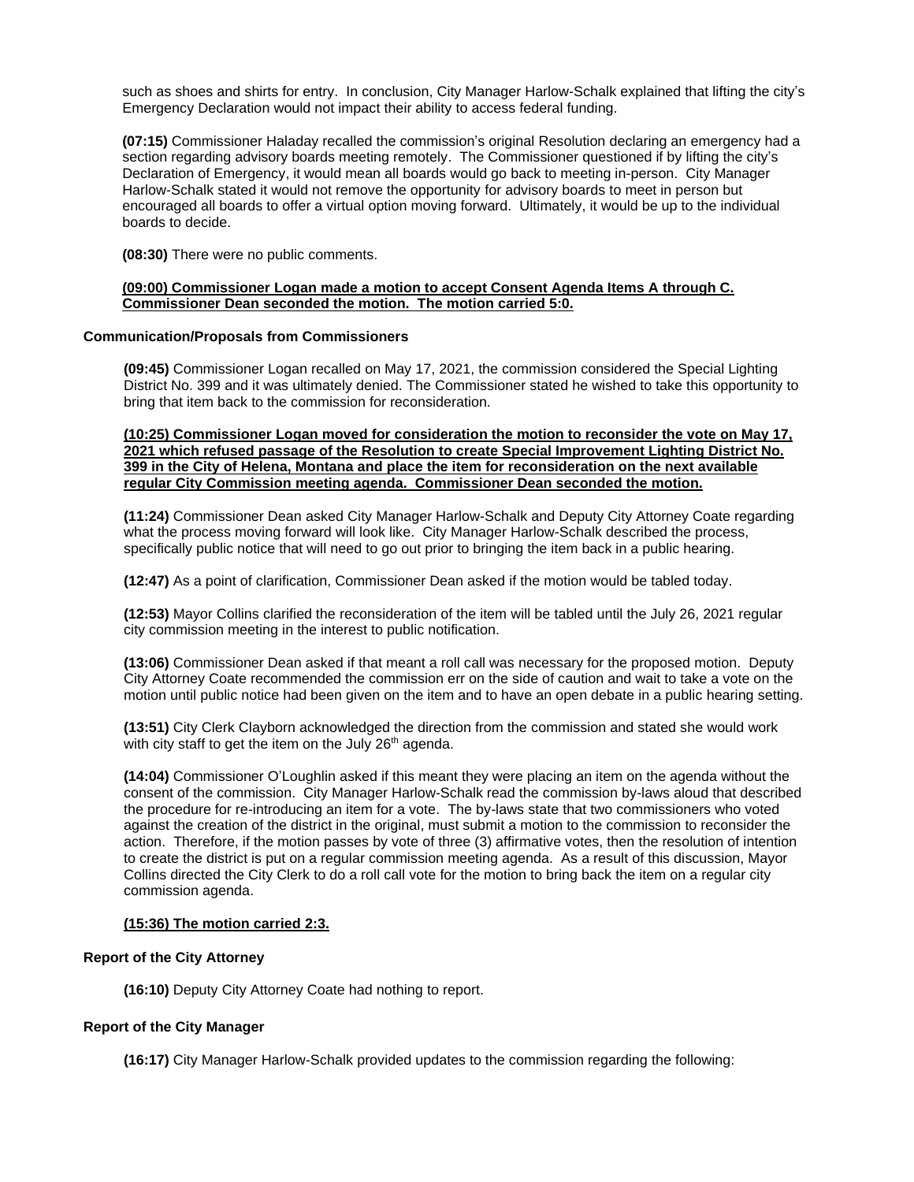such as shoes and shirts for entry. In conclusion, City Manager Harlow-Schalk explained that lifting the city's Emergency Declaration would not impact their ability to access federal funding.

**(07:15)** Commissioner Haladay recalled the commission's original Resolution declaring an emergency had a section regarding advisory boards meeting remotely. The Commissioner questioned if by lifting the city's Declaration of Emergency, it would mean all boards would go back to meeting in-person. City Manager Harlow-Schalk stated it would not remove the opportunity for advisory boards to meet in person but encouraged all boards to offer a virtual option moving forward. Ultimately, it would be up to the individual boards to decide.

**(08:30)** There were no public comments.

**(09:00) Commissioner Logan made a motion to accept Consent Agenda Items A through C. Commissioner Dean seconded the motion. The motion carried 5:0.**

**Communication/Proposals from Commissioners**

**(09:45)** Commissioner Logan recalled on May 17, 2021, the commission considered the Special Lighting District No. 399 and it was ultimately denied. The Commissioner stated he wished to take this opportunity to bring that item back to the commission for reconsideration.

**(10:25) Commissioner Logan moved for consideration the motion to reconsider the vote on May 17, 2021 which refused passage of the Resolution to create Special Improvement Lighting District No. 399 in the City of Helena, Montana and place the item for reconsideration on the next available regular City Commission meeting agenda. Commissioner Dean seconded the motion.**

**(11:24)** Commissioner Dean asked City Manager Harlow-Schalk and Deputy City Attorney Coate regarding what the process moving forward will look like. City Manager Harlow-Schalk described the process, specifically public notice that will need to go out prior to bringing the item back in a public hearing.

**(12:47)** As a point of clarification, Commissioner Dean asked if the motion would be tabled today.

**(12:53)** Mayor Collins clarified the reconsideration of the item will be tabled until the July 26, 2021 regular city commission meeting in the interest to public notification.

**(13:06)** Commissioner Dean asked if that meant a roll call was necessary for the proposed motion. Deputy City Attorney Coate recommended the commission err on the side of caution and wait to take a vote on the motion until public notice had been given on the item and to have an open debate in a public hearing setting.

**(13:51)** City Clerk Clayborn acknowledged the direction from the commission and stated she would work with city staff to get the item on the July 26th agenda.

**(14:04)** Commissioner O'Loughlin asked if this meant they were placing an item on the agenda without the consent of the commission. City Manager Harlow-Schalk read the commission by-laws aloud that described the procedure for re-introducing an item for a vote. The by-laws state that two commissioners who voted against the creation of the district in the original, must submit a motion to the commission to reconsider the action. Therefore, if the motion passes by vote of three (3) affirmative votes, then the resolution of intention to create the district is put on a regular commission meeting agenda. As a result of this discussion, Mayor Collins directed the City Clerk to do a roll call vote for the motion to bring back the item on a regular city commission agenda.

**(15:36) The motion carried 2:3.**

**Report of the City Attorney**

**(16:10)** Deputy City Attorney Coate had nothing to report.

**Report of the City Manager**

**(16:17)** City Manager Harlow-Schalk provided updates to the commission regarding the following: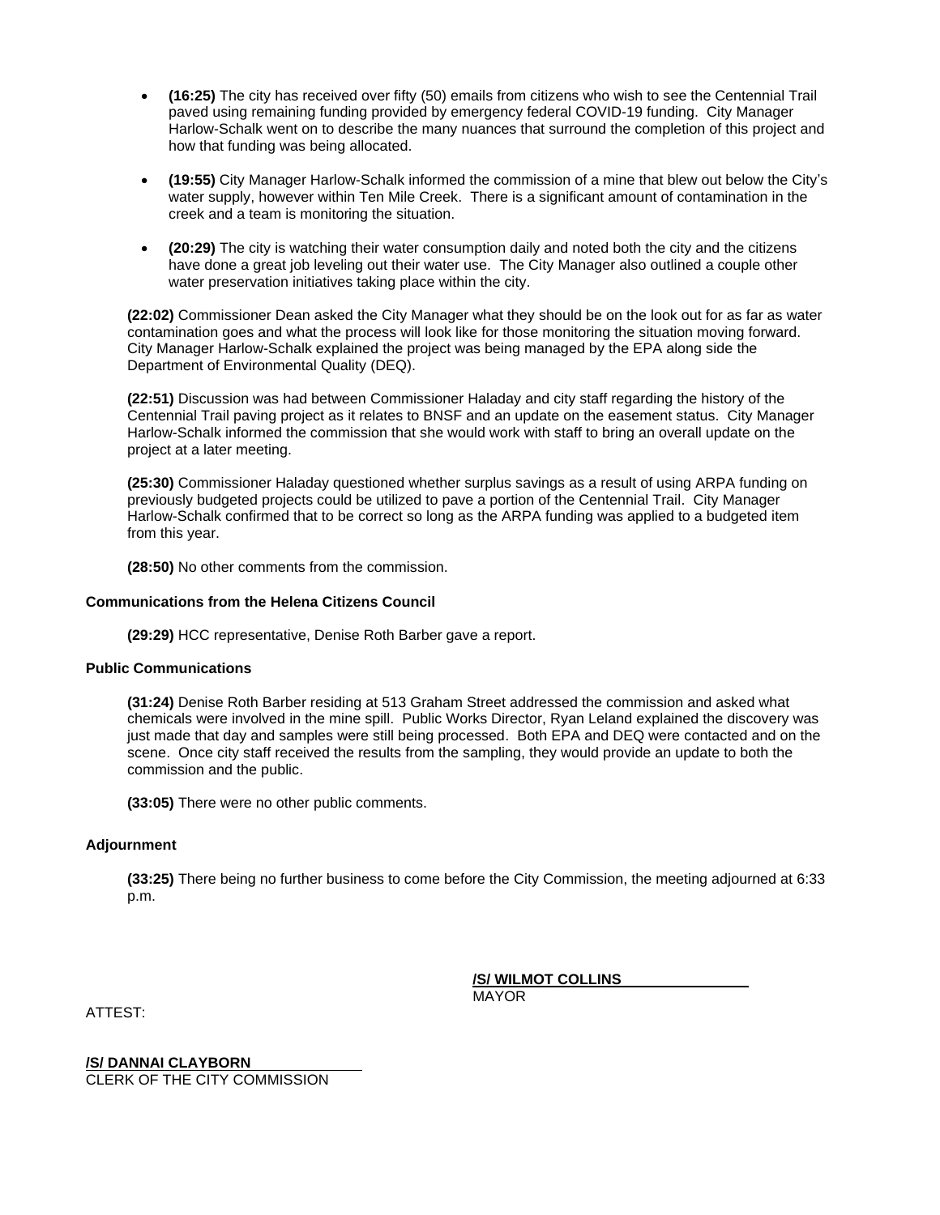- **(16:25)** The city has received over fifty (50) emails from citizens who wish to see the Centennial Trail paved using remaining funding provided by emergency federal COVID-19 funding. City Manager Harlow-Schalk went on to describe the many nuances that surround the completion of this project and how that funding was being allocated.

- **(19:55)** City Manager Harlow-Schalk informed the commission of a mine that blew out below the City's water supply, however within Ten Mile Creek. There is a significant amount of contamination in the creek and a team is monitoring the situation.

- **(20:29)** The city is watching their water consumption daily and noted both the city and the citizens have done a great job leveling out their water use. The City Manager also outlined a couple other water preservation initiatives taking place within the city.

**(22:02)** Commissioner Dean asked the City Manager what they should be on the look out for as far as water contamination goes and what the process will look like for those monitoring the situation moving forward. City Manager Harlow-Schalk explained the project was being managed by the EPA along side the Department of Environmental Quality (DEQ).

**(22:51)** Discussion was had between Commissioner Haladay and city staff regarding the history of the Centennial Trail paving project as it relates to BNSF and an update on the easement status. City Manager Harlow-Schalk informed the commission that she would work with staff to bring an overall update on the project at a later meeting.

**(25:30)** Commissioner Haladay questioned whether surplus savings as a result of using ARPA funding on previously budgeted projects could be utilized to pave a portion of the Centennial Trail. City Manager Harlow-Schalk confirmed that to be correct so long as the ARPA funding was applied to a budgeted item from this year.

**(28:50)** No other comments from the commission.

**Communications from the Helena Citizens Council**

**(29:29)** HCC representative, Denise Roth Barber gave a report.

**Public Communications**

**(31:24)** Denise Roth Barber residing at 513 Graham Street addressed the commission and asked what chemicals were involved in the mine spill. Public Works Director, Ryan Leland explained the discovery was just made that day and samples were still being processed. Both EPA and DEQ were contacted and on the scene. Once city staff received the results from the sampling, they would provide an update to both the commission and the public.

**(33:05)** There were no other public comments.

**Adjournment**

**(33:25)** There being no further business to come before the City Commission, the meeting adjourned at 6:33 p.m.

**/S/ WILMOT COLLINS**
MAYOR

ATTEST:

**/S/ DANNAI CLAYBORN**
CLERK OF THE CITY COMMISSION